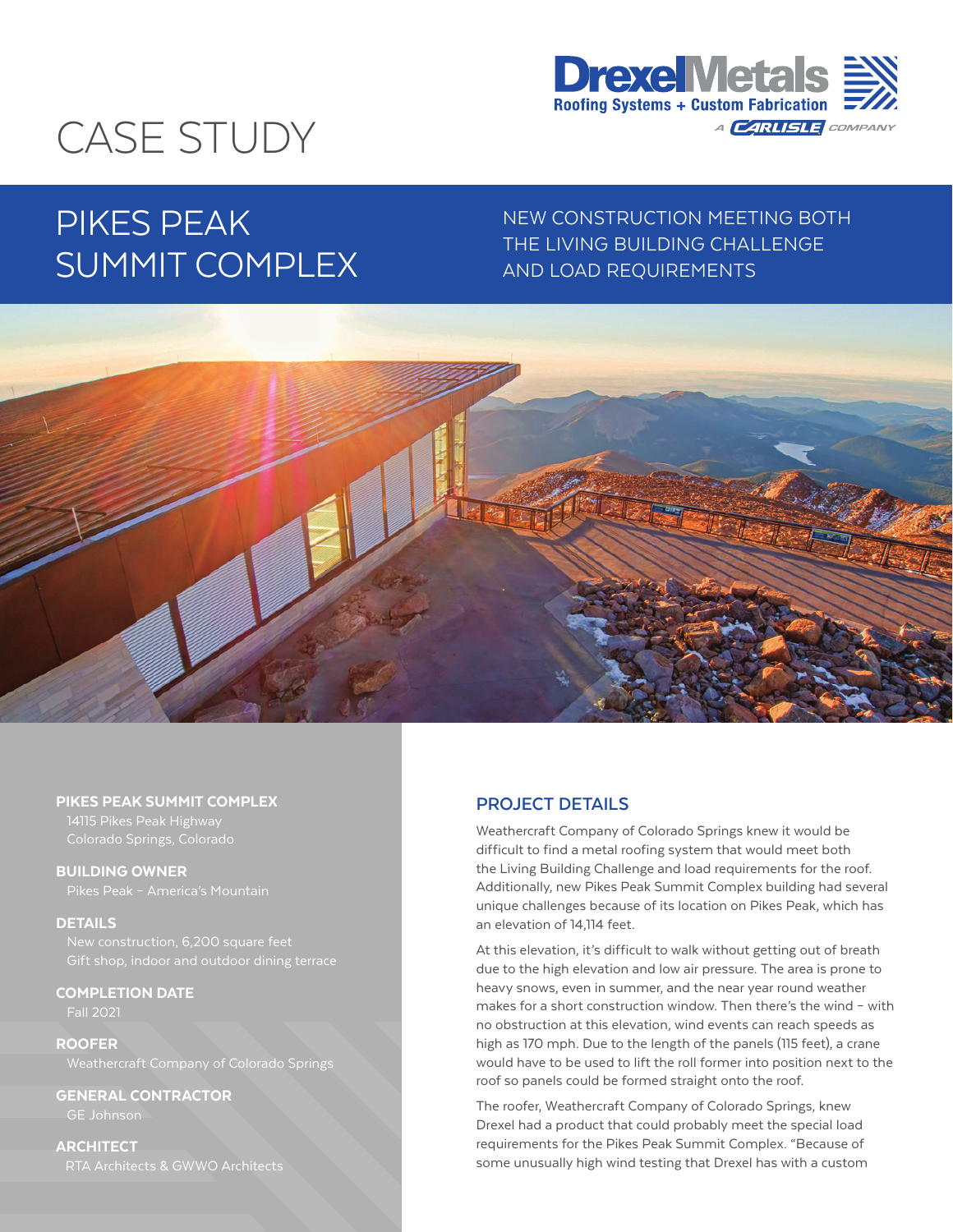# CASE STUDY

DrexelMetals
Roofing Systems + Custom Fabrication
A CARLISLE COMPANY

## PIKES PEAK SUMMIT COMPLEX

NEW CONSTRUCTION MEETING BOTH THE LIVING BUILDING CHALLENGE AND LOAD REQUIREMENTS

**PIKES PEAK SUMMIT COMPLEX**
14115 Pikes Peak Highway
Colorado Springs, Colorado

**BUILDING OWNER**
Pikes Peak – America's Mountain

**DETAILS**
New construction, 6,200 square feet
Gift shop, indoor and outdoor dining terrace

**COMPLETION DATE**
Fall 2021

**ROOFER**
Weathercraft Company of Colorado Springs

**GENERAL CONTRACTOR**
GE Johnson

**ARCHITECT**
RTA Architects & GWWO Architects

### PROJECT DETAILS

Weathercraft Company of Colorado Springs knew it would be difficult to find a metal roofing system that would meet both the Living Building Challenge and load requirements for the roof. Additionally, new Pikes Peak Summit Complex building had several unique challenges because of its location on Pikes Peak, which has an elevation of 14,114 feet.

At this elevation, it's difficult to walk without getting out of breath due to the high elevation and low air pressure. The area is prone to heavy snows, even in summer, and the near year round weather makes for a short construction window. Then there's the wind – with no obstruction at this elevation, wind events can reach speeds as high as 170 mph. Due to the length of the panels (115 feet), a crane would have to be used to lift the roll former into position next to the roof so panels could be formed straight onto the roof.

The roofer, Weathercraft Company of Colorado Springs, knew Drexel had a product that could probably meet the special load requirements for the Pikes Peak Summit Complex. "Because of some unusually high wind testing that Drexel has with a custom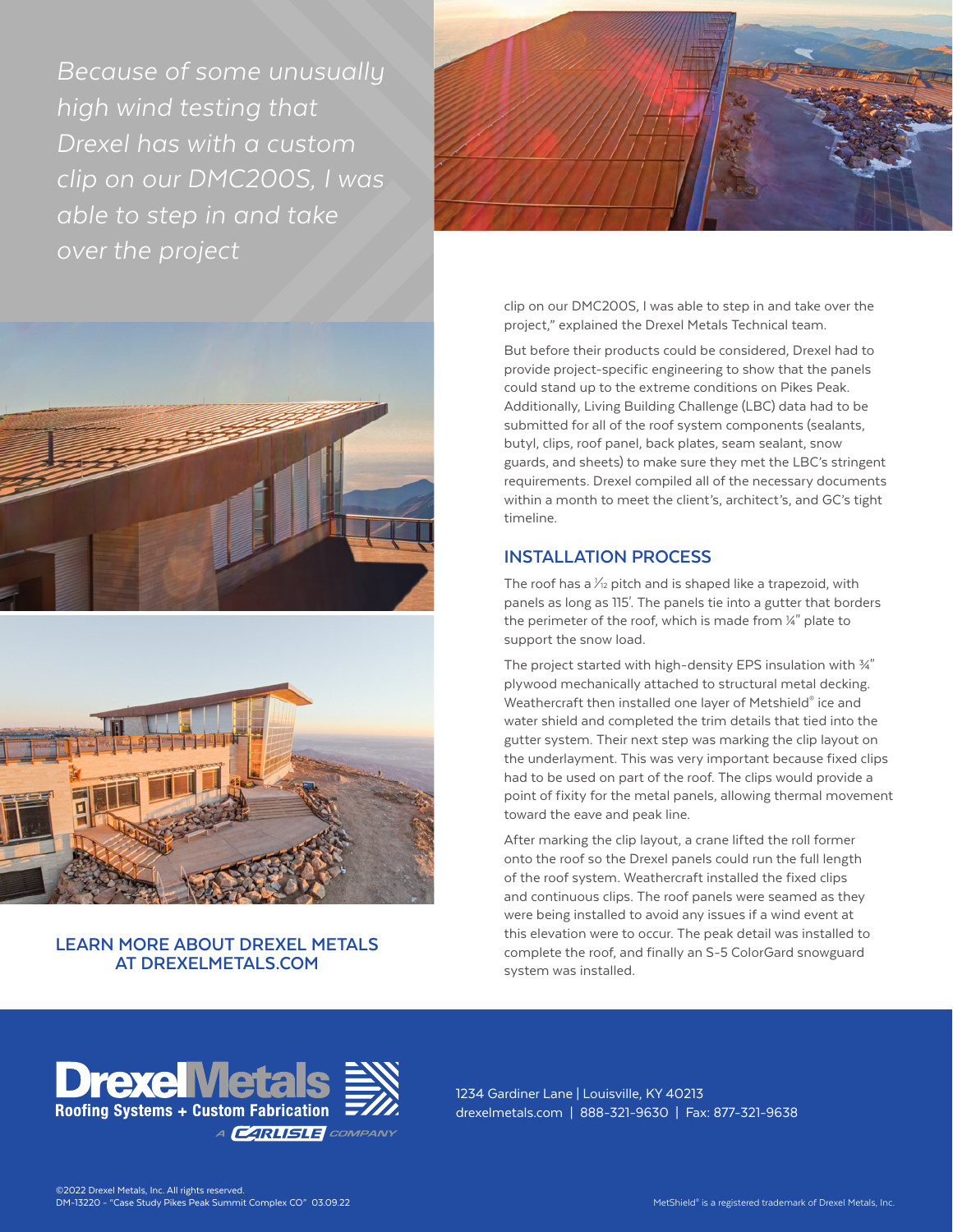*Because of some unusually high wind testing that Drexel has with a custom clip on our DMC200S, I was able to step in and take over the project*

clip on our DMC200S, I was able to step in and take over the project," explained the Drexel Metals Technical team.

But before their products could be considered, Drexel had to provide project-specific engineering to show that the panels could stand up to the extreme conditions on Pikes Peak. Additionally, Living Building Challenge (LBC) data had to be submitted for all of the roof system components (sealants, butyl, clips, roof panel, back plates, seam sealant, snow guards, and sheets) to make sure they met the LBC's stringent requirements. Drexel compiled all of the necessary documents within a month to meet the client's, architect's, and GC's tight timeline.

## INSTALLATION PROCESS

The roof has a ½₂ pitch and is shaped like a trapezoid, with panels as long as 115'. The panels tie into a gutter that borders the perimeter of the roof, which is made from ¼" plate to support the snow load.

The project started with high-density EPS insulation with ¾" plywood mechanically attached to structural metal decking. Weathercraft then installed one layer of Metshield® ice and water shield and completed the trim details that tied into the gutter system. Their next step was marking the clip layout on the underlayment. This was very important because fixed clips had to be used on part of the roof. The clips would provide a point of fixity for the metal panels, allowing thermal movement toward the eave and peak line.

After marking the clip layout, a crane lifted the roll former onto the roof so the Drexel panels could run the full length of the roof system. Weathercraft installed the fixed clips and continuous clips. The roof panels were seamed as they were being installed to avoid any issues if a wind event at this elevation were to occur. The peak detail was installed to complete the roof, and finally an S-5 ColorGard snowguard system was installed.

**LEARN MORE ABOUT DREXEL METALS AT DREXELMETALS.COM**

**Drexel Metals**
Roofing Systems + Custom Fabrication
A CARLISLE COMPANY

1234 Gardiner Lane | Louisville, KY 40213
drexelmetals.com | 888-321-9630 | Fax: 877-321-9638

©2022 Drexel Metals, Inc. All rights reserved.
DM-13220 - "Case Study Pikes Peak Summit Complex CO" 03.09.22

MetShield® is a registered trademark of Drexel Metals, Inc.